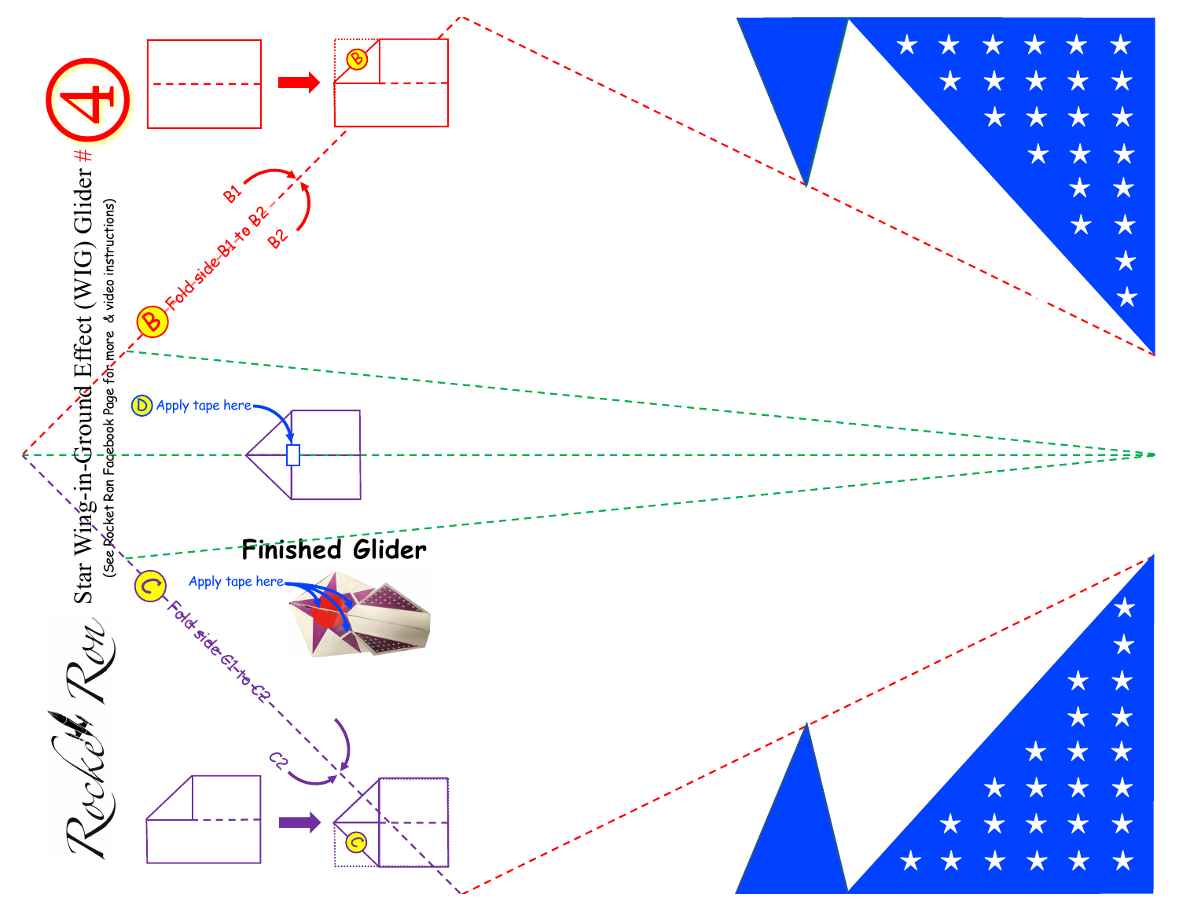# Star Wing-in-Ground Effect (WIG) Glider #4

(See Rocket Ron Facebook Page for more & video instructions)

Rocket Ron

B — Fold side B1 to B2

B1

B2

B

C — Fold side C1 to C2

C2

C

D — Apply tape here

**Finished Glider**

Apply tape here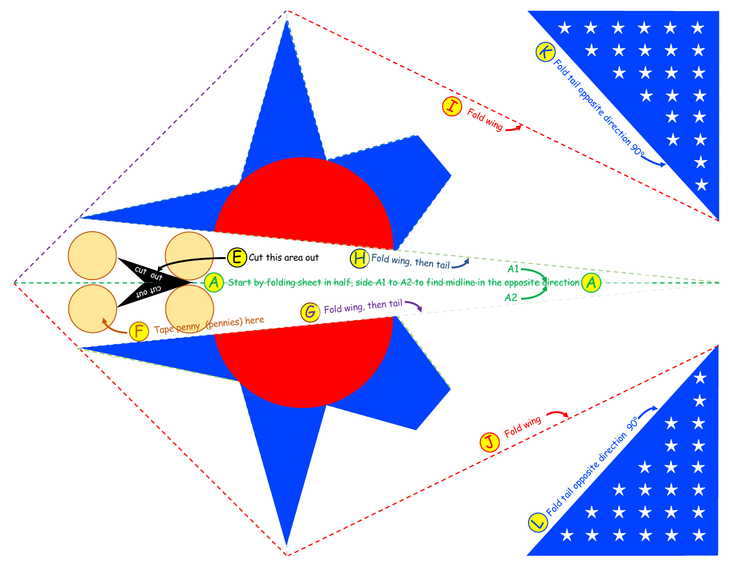Ⓔ Cut this area out

cut out

cut out

Ⓐ Start by folding sheet in half, side A1 to A2 to find midline in the opposite direction Ⓐ

A1

A2

Ⓕ Tape penny (pennies) here

Ⓗ Fold wing, then tail

Ⓖ Fold wing, then tail

Ⓘ Fold wing

Ⓙ Fold wing

Ⓚ Fold tail opposite direction 90°

Ⓛ Fold tail opposite direction 90°